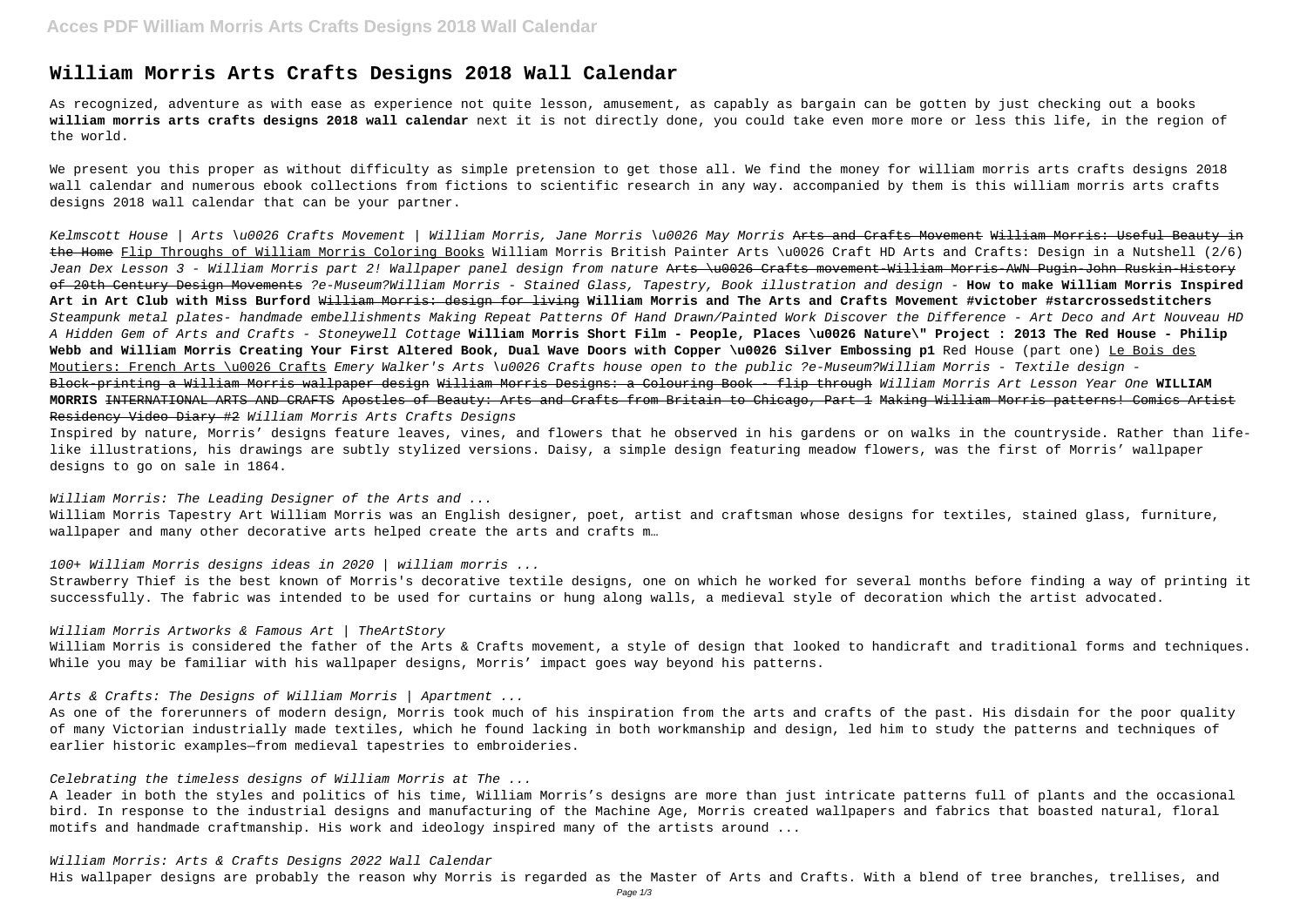# William Morris Arts Crafts Designs 2018 Wall Calendar

As recognized, adventure as with ease as experience not quite lesson, amusement, as capably as bargain can be gotten by just checking out a books **william morris arts crafts designs 2018 wall calendar** next it is not directly done, you could take even more more or less this life, in the region of the world.

We present you this proper as without difficulty as simple pretension to get those all. We find the money for william morris arts crafts designs 2018 wall calendar and numerous ebook collections from fictions to scientific research in any way. accompanied by them is this william morris arts crafts designs 2018 wall calendar that can be your partner.

*Kelmscott House | Arts \u0026 Crafts Movement | William Morris, Jane Morris \u0026 May Morris* ~~Arts and Crafts Movement~~ ~~William Morris: Useful Beauty in the Home~~ Flip Throughs of William Morris Coloring Books William Morris British Painter Arts \u0026 Craft HD Arts and Crafts: Design in a Nutshell (2/6) *Jean Dex Lesson 3 - William Morris part 2! Wallpaper panel design from nature* ~~Arts \u0026 Crafts movement-William Morris-AWN Pugin-John Ruskin-History of 20th Century Design Movements~~ *?e-Museum?William Morris - Stained Glass, Tapestry, Book illustration and design -* **How to make William Morris Inspired Art in Art Club with Miss Burford** ~~William Morris: design for living~~ **William Morris and The Arts and Crafts Movement #victober #starcrossedstitchers** *Steampunk metal plates- handmade embellishments Making Repeat Patterns Of Hand Drawn/Painted Work Discover the Difference - Art Deco and Art Nouveau HD A Hidden Gem of Arts and Crafts - Stoneywell Cottage* **William Morris Short Film - People, Places \u0026 Nature\" Project : 2013 The Red House - Philip Webb and William Morris Creating Your First Altered Book, Dual Wave Doors with Copper \u0026 Silver Embossing p1** Red House (part one) Le Bois des Moutiers: French Arts \u0026 Crafts *Emery Walker's Arts \u0026 Crafts house open to the public ?e-Museum?William Morris - Textile design -* ~~Block-printing a William Morris wallpaper design~~ ~~William Morris Designs: a Colouring Book - flip through~~ *William Morris Art Lesson Year One* **WILLIAM MORRIS** ~~INTERNATIONAL ARTS AND CRAFTS~~ ~~Apostles of Beauty: Arts and Crafts from Britain to Chicago, Part 1~~ ~~Making William Morris patterns! Comics Artist Residency Video Diary #2~~ *William Morris Arts Crafts Designs*

Inspired by nature, Morris' designs feature leaves, vines, and flowers that he observed in his gardens or on walks in the countryside. Rather than life-like illustrations, his drawings are subtly stylized versions. Daisy, a simple design featuring meadow flowers, was the first of Morris' wallpaper designs to go on sale in 1864.

*William Morris: The Leading Designer of the Arts and ...*

William Morris Tapestry Art William Morris was an English designer, poet, artist and craftsman whose designs for textiles, stained glass, furniture, wallpaper and many other decorative arts helped create the arts and crafts m…

*100+ William Morris designs ideas in 2020 | william morris ...*

Strawberry Thief is the best known of Morris's decorative textile designs, one on which he worked for several months before finding a way of printing it successfully. The fabric was intended to be used for curtains or hung along walls, a medieval style of decoration which the artist advocated.

*William Morris Artworks & Famous Art | TheArtStory*

William Morris is considered the father of the Arts & Crafts movement, a style of design that looked to handicraft and traditional forms and techniques. While you may be familiar with his wallpaper designs, Morris' impact goes way beyond his patterns.

*Arts & Crafts: The Designs of William Morris | Apartment ...*

As one of the forerunners of modern design, Morris took much of his inspiration from the arts and crafts of the past. His disdain for the poor quality of many Victorian industrially made textiles, which he found lacking in both workmanship and design, led him to study the patterns and techniques of earlier historic examples—from medieval tapestries to embroideries.

*Celebrating the timeless designs of William Morris at The ...*

A leader in both the styles and politics of his time, William Morris's designs are more than just intricate patterns full of plants and the occasional bird. In response to the industrial designs and manufacturing of the Machine Age, Morris created wallpapers and fabrics that boasted natural, floral motifs and handmade craftsmanship. His work and ideology inspired many of the artists around ...

*William Morris: Arts & Crafts Designs 2022 Wall Calendar*

His wallpaper designs are probably the reason why Morris is regarded as the Master of Arts and Crafts. With a blend of tree branches, trellises, and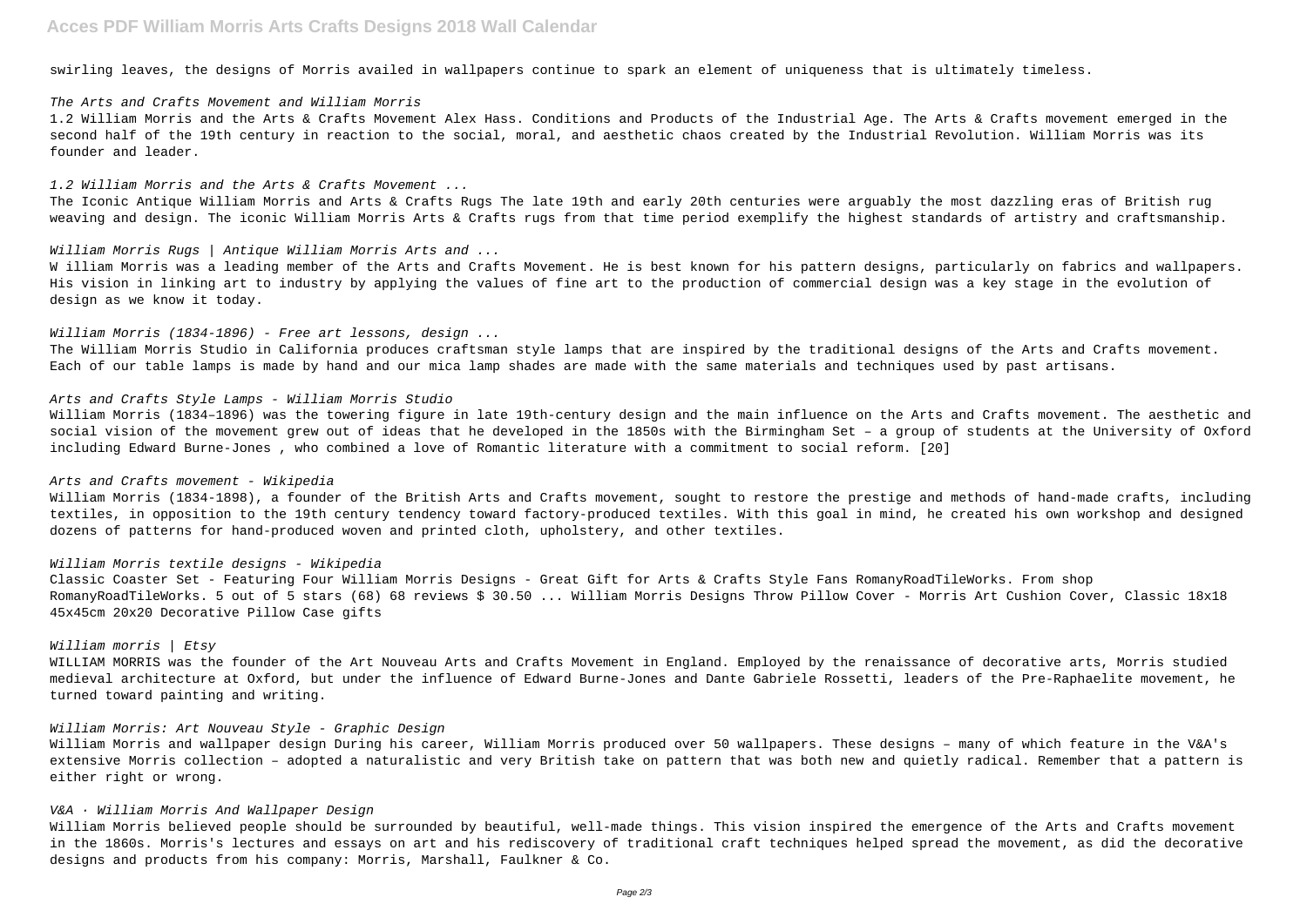swirling leaves, the designs of Morris availed in wallpapers continue to spark an element of uniqueness that is ultimately timeless.

*The Arts and Crafts Movement and William Morris*

1.2 William Morris and the Arts & Crafts Movement Alex Hass. Conditions and Products of the Industrial Age. The Arts & Crafts movement emerged in the second half of the 19th century in reaction to the social, moral, and aesthetic chaos created by the Industrial Revolution. William Morris was its founder and leader.

*1.2 William Morris and the Arts & Crafts Movement ...*

The Iconic Antique William Morris and Arts & Crafts Rugs The late 19th and early 20th centuries were arguably the most dazzling eras of British rug weaving and design. The iconic William Morris Arts & Crafts rugs from that time period exemplify the highest standards of artistry and craftsmanship.

*William Morris Rugs | Antique William Morris Arts and ...*

W illiam Morris was a leading member of the Arts and Crafts Movement. He is best known for his pattern designs, particularly on fabrics and wallpapers. His vision in linking art to industry by applying the values of fine art to the production of commercial design was a key stage in the evolution of design as we know it today.

*William Morris (1834-1896) - Free art lessons, design ...*

The William Morris Studio in California produces craftsman style lamps that are inspired by the traditional designs of the Arts and Crafts movement. Each of our table lamps is made by hand and our mica lamp shades are made with the same materials and techniques used by past artisans.

*Arts and Crafts Style Lamps - William Morris Studio*

William Morris (1834–1896) was the towering figure in late 19th-century design and the main influence on the Arts and Crafts movement. The aesthetic and social vision of the movement grew out of ideas that he developed in the 1850s with the Birmingham Set – a group of students at the University of Oxford including Edward Burne-Jones , who combined a love of Romantic literature with a commitment to social reform. [20]

*Arts and Crafts movement - Wikipedia*

William Morris (1834-1898), a founder of the British Arts and Crafts movement, sought to restore the prestige and methods of hand-made crafts, including textiles, in opposition to the 19th century tendency toward factory-produced textiles. With this goal in mind, he created his own workshop and designed dozens of patterns for hand-produced woven and printed cloth, upholstery, and other textiles.

*William Morris textile designs - Wikipedia*

Classic Coaster Set - Featuring Four William Morris Designs - Great Gift for Arts & Crafts Style Fans RomanyRoadTileWorks. From shop RomanyRoadTileWorks. 5 out of 5 stars (68) 68 reviews $ 30.50 ... William Morris Designs Throw Pillow Cover - Morris Art Cushion Cover, Classic 18x18 45x45cm 20x20 Decorative Pillow Case gifts

*William morris | Etsy*

WILLIAM MORRIS was the founder of the Art Nouveau Arts and Crafts Movement in England. Employed by the renaissance of decorative arts, Morris studied medieval architecture at Oxford, but under the influence of Edward Burne-Jones and Dante Gabriele Rossetti, leaders of the Pre-Raphaelite movement, he turned toward painting and writing.

*William Morris: Art Nouveau Style - Graphic Design*

William Morris and wallpaper design During his career, William Morris produced over 50 wallpapers. These designs – many of which feature in the V&A's extensive Morris collection – adopted a naturalistic and very British take on pattern that was both new and quietly radical. Remember that a pattern is either right or wrong.

*V&A · William Morris And Wallpaper Design*

William Morris believed people should be surrounded by beautiful, well-made things. This vision inspired the emergence of the Arts and Crafts movement in the 1860s. Morris's lectures and essays on art and his rediscovery of traditional craft techniques helped spread the movement, as did the decorative designs and products from his company: Morris, Marshall, Faulkner & Co.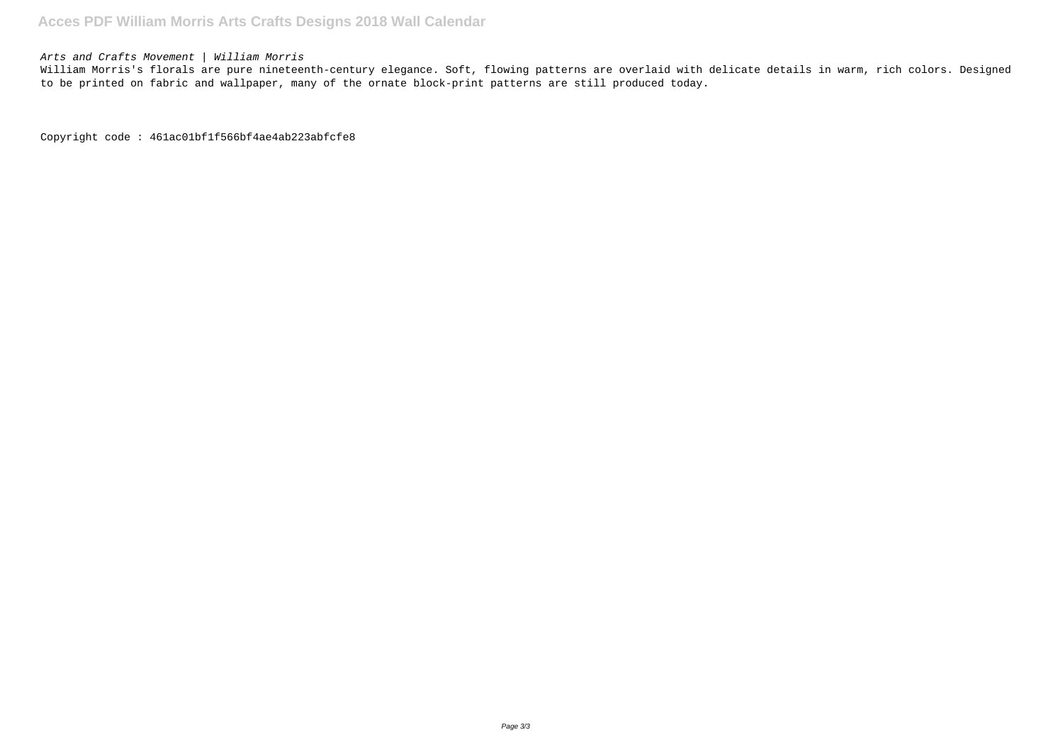*Arts and Crafts Movement | William Morris*

William Morris's florals are pure nineteenth-century elegance. Soft, flowing patterns are overlaid with delicate details in warm, rich colors. Designed to be printed on fabric and wallpaper, many of the ornate block-print patterns are still produced today.

Copyright code : 461ac01bf1f566bf4ae4ab223abfcfe8